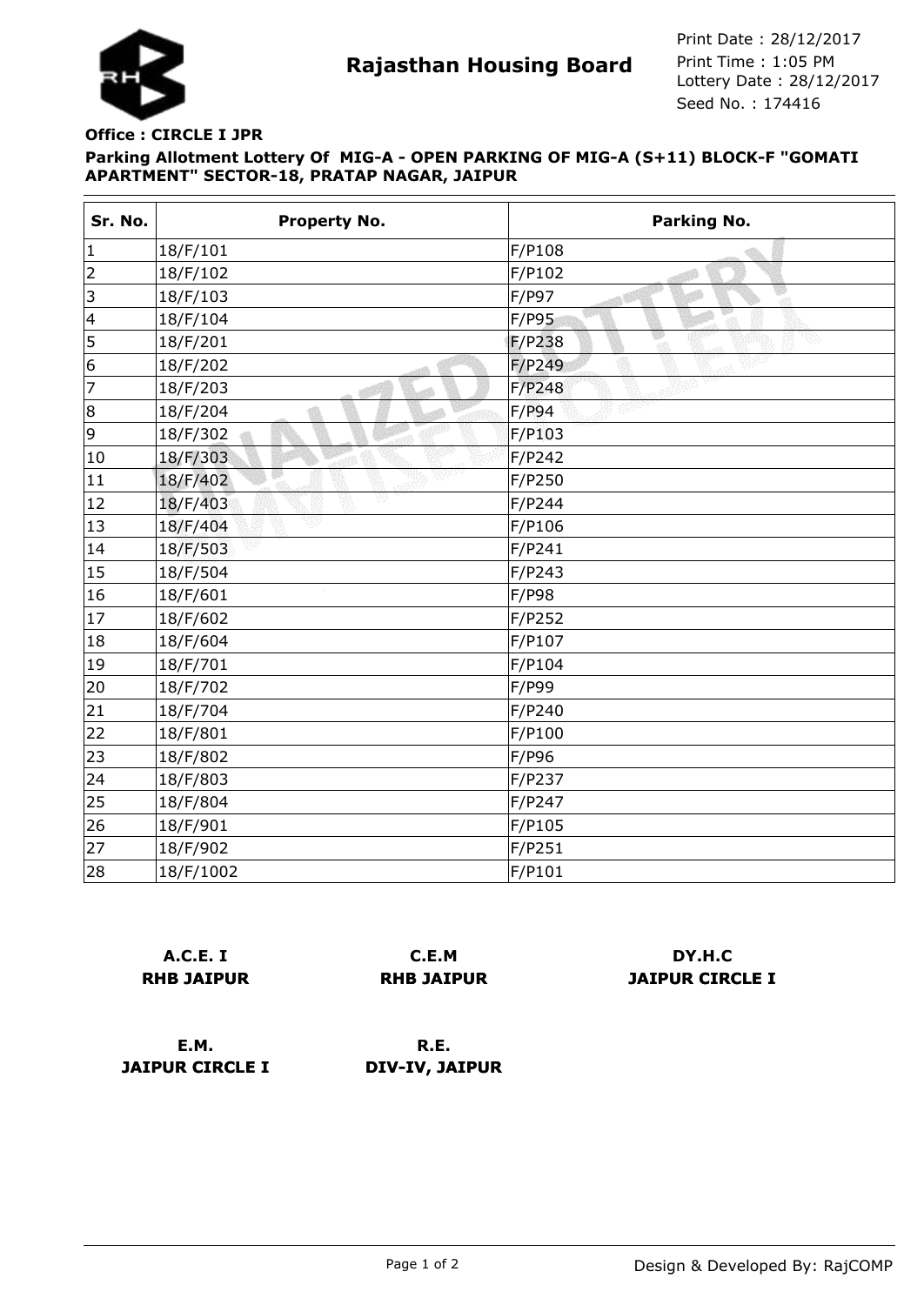# Rajasthan Housing Board

Print Date : 28/12/2017
Print Time : 1:05 PM
Lottery Date : 28/12/2017
Seed No. : 174416

**Office : CIRCLE I JPR**

**Parking Allotment Lottery Of MIG-A - OPEN PARKING OF MIG-A (S+11) BLOCK-F "GOMATI APARTMENT" SECTOR-18, PRATAP NAGAR, JAIPUR**

| Sr. No. | Property No. | Parking No. |
|---|---|---|
| 1 | 18/F/101 | F/P108 |
| 2 | 18/F/102 | F/P102 |
| 3 | 18/F/103 | F/P97 |
| 4 | 18/F/104 | F/P95 |
| 5 | 18/F/201 | F/P238 |
| 6 | 18/F/202 | F/P249 |
| 7 | 18/F/203 | F/P248 |
| 8 | 18/F/204 | F/P94 |
| 9 | 18/F/302 | F/P103 |
| 10 | 18/F/303 | F/P242 |
| 11 | 18/F/402 | F/P250 |
| 12 | 18/F/403 | F/P244 |
| 13 | 18/F/404 | F/P106 |
| 14 | 18/F/503 | F/P241 |
| 15 | 18/F/504 | F/P243 |
| 16 | 18/F/601 | F/P98 |
| 17 | 18/F/602 | F/P252 |
| 18 | 18/F/604 | F/P107 |
| 19 | 18/F/701 | F/P104 |
| 20 | 18/F/702 | F/P99 |
| 21 | 18/F/704 | F/P240 |
| 22 | 18/F/801 | F/P100 |
| 23 | 18/F/802 | F/P96 |
| 24 | 18/F/803 | F/P237 |
| 25 | 18/F/804 | F/P247 |
| 26 | 18/F/901 | F/P105 |
| 27 | 18/F/902 | F/P251 |
| 28 | 18/F/1002 | F/P101 |

**A.C.E. I**
**RHB JAIPUR**

**C.E.M**
**RHB JAIPUR**

**DY.H.C**
**JAIPUR CIRCLE I**

**E.M.**
**JAIPUR CIRCLE I**

**R.E.**
**DIV-IV, JAIPUR**

Design & Developed By: RajCOMP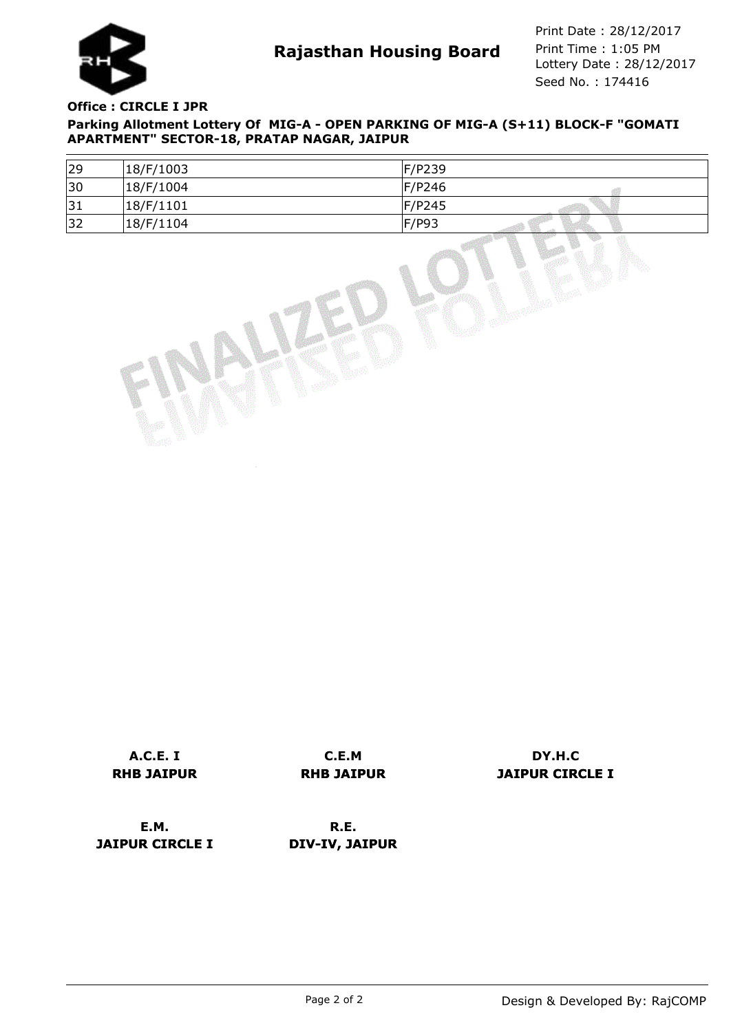**Rajasthan Housing Board**

Print Date : 28/12/2017
Print Time : 1:05 PM
Lottery Date : 28/12/2017
Seed No. : 174416

**Office : CIRCLE I JPR**

**Parking Allotment Lottery Of MIG-A - OPEN PARKING OF MIG-A (S+11) BLOCK-F "GOMATI APARTMENT" SECTOR-18, PRATAP NAGAR, JAIPUR**

| | | |
|---|---|---|
| 29 | 18/F/1003 | F/P239 |
| 30 | 18/F/1004 | F/P246 |
| 31 | 18/F/1101 | F/P245 |
| 32 | 18/F/1104 | F/P93 |

FINALIZED LOTTERY

**A.C.E. I**
**RHB JAIPUR**

**C.E.M**
**RHB JAIPUR**

**DY.H.C**
**JAIPUR CIRCLE I**

**E.M.**
**JAIPUR CIRCLE I**

**R.E.**
**DIV-IV, JAIPUR**

Design & Developed By: RajCOMP